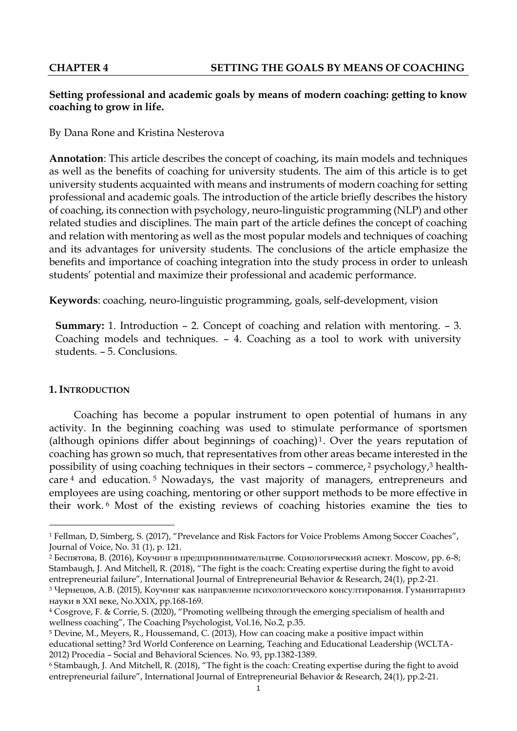**CHAPTER 4 SETTING THE GOALS BY MEANS OF COACHING**

# Setting professional and academic goals by means of modern coaching: getting to know coaching to grow in life.

By Dana Rone and Kristina Nesterova

**Annotation**: This article describes the concept of coaching, its main models and techniques as well as the benefits of coaching for university students. The aim of this article is to get university students acquainted with means and instruments of modern coaching for setting professional and academic goals. The introduction of the article briefly describes the history of coaching, its connection with psychology, neuro-linguistic programming (NLP) and other related studies and disciplines. The main part of the article defines the concept of coaching and relation with mentoring as well as the most popular models and techniques of coaching and its advantages for university students. The conclusions of the article emphasize the benefits and importance of coaching integration into the study process in order to unleash students' potential and maximize their professional and academic performance.

**Keywords**: coaching, neuro-linguistic programming, goals, self-development, vision

**Summary:** 1. Introduction – 2. Concept of coaching and relation with mentoring. – 3. Coaching models and techniques. – 4. Coaching as a tool to work with university students. – 5. Conclusions.

## 1. Introduction

Coaching has become a popular instrument to open potential of humans in any activity. In the beginning coaching was used to stimulate performance of sportsmen (although opinions differ about beginnings of coaching)[1]. Over the years reputation of coaching has grown so much, that representatives from other areas became interested in the possibility of using coaching techniques in their sectors – commerce,[2] psychology,[3] health-care[4] and education.[5] Nowadays, the vast majority of managers, entrepreneurs and employees are using coaching, mentoring or other support methods to be more effective in their work.[6] Most of the existing reviews of coaching histories examine the ties to

---

[1] Fellman, D, Simberg, S. (2017), "Prevelance and Risk Factors for Voice Problems Among Soccer Coaches", Journal of Voice, No. 31 (1), p. 121.

[2] Беспятова, В. (2016), Коучинг в предпрининимательцтве. Социологический аспект. Moscow, pp. 6-8; Stambaugh, J. And Mitchell, R. (2018), "The fight is the coach: Creating expertise during the fight to avoid entrepreneurial failure", International Journal of Entrepreneurial Behavior & Research, 24(1), pp.2-21.

[3] Чернецов, А.В. (2015), Коучинг как направление психологического консултирования. Гуманитарниэ науки в XXI веке, No.XXIX, pp.168-169.

[4] Cosgrove, F. & Corrie, S. (2020), "Promoting wellbeing through the emerging specialism of health and wellness coaching", The Coaching Psychologist, Vol.16, No.2, p.35.

[5] Devine, M., Meyers, R., Houssemand, C. (2013), How can coacing make a positive impact within educational setting? 3rd World Conference on Learning, Teaching and Educational Leadership (WCLTA-2012) Procedia – Social and Behavioral Sciences. No. 93, pp.1382-1389.

[6] Stambaugh, J. And Mitchell, R. (2018), "The fight is the coach: Creating expertise during the fight to avoid entrepreneurial failure", International Journal of Entrepreneurial Behavior & Research, 24(1), pp.2-21.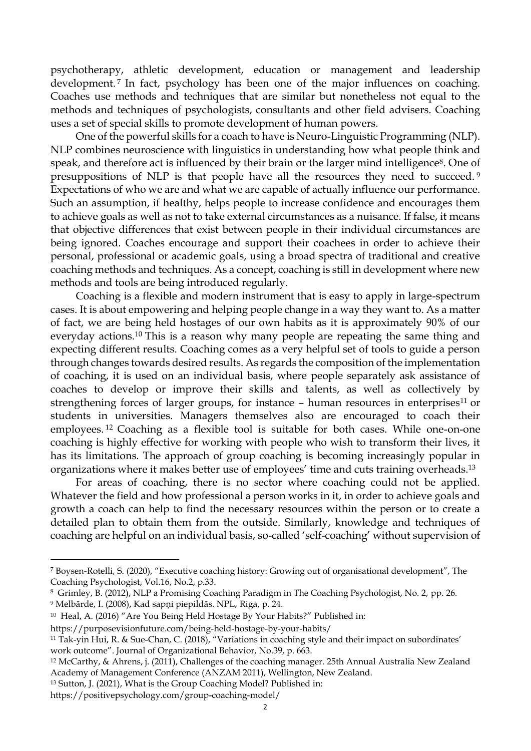psychotherapy, athletic development, education or management and leadership development.[7] In fact, psychology has been one of the major influences on coaching. Coaches use methods and techniques that are similar but nonetheless not equal to the methods and techniques of psychologists, consultants and other field advisers. Coaching uses a set of special skills to promote development of human powers.

One of the powerful skills for a coach to have is Neuro-Linguistic Programming (NLP). NLP combines neuroscience with linguistics in understanding how what people think and speak, and therefore act is influenced by their brain or the larger mind intelligence[8]. One of presuppositions of NLP is that people have all the resources they need to succeed.[9] Expectations of who we are and what we are capable of actually influence our performance. Such an assumption, if healthy, helps people to increase confidence and encourages them to achieve goals as well as not to take external circumstances as a nuisance. If false, it means that objective differences that exist between people in their individual circumstances are being ignored. Coaches encourage and support their coachees in order to achieve their personal, professional or academic goals, using a broad spectra of traditional and creative coaching methods and techniques. As a concept, coaching is still in development where new methods and tools are being introduced regularly.

Coaching is a flexible and modern instrument that is easy to apply in large-spectrum cases. It is about empowering and helping people change in a way they want to. As a matter of fact, we are being held hostages of our own habits as it is approximately 90% of our everyday actions.[10] This is a reason why many people are repeating the same thing and expecting different results. Coaching comes as a very helpful set of tools to guide a person through changes towards desired results. As regards the composition of the implementation of coaching, it is used on an individual basis, where people separately ask assistance of coaches to develop or improve their skills and talents, as well as collectively by strengthening forces of larger groups, for instance – human resources in enterprises[11] or students in universities. Managers themselves also are encouraged to coach their employees.[12] Coaching as a flexible tool is suitable for both cases. While one-on-one coaching is highly effective for working with people who wish to transform their lives, it has its limitations. The approach of group coaching is becoming increasingly popular in organizations where it makes better use of employees' time and cuts training overheads.[13]

For areas of coaching, there is no sector where coaching could not be applied. Whatever the field and how professional a person works in it, in order to achieve goals and growth a coach can help to find the necessary resources within the person or to create a detailed plan to obtain them from the outside. Similarly, knowledge and techniques of coaching are helpful on an individual basis, so-called 'self-coaching' without supervision of

---

[7] Boysen-Rotelli, S. (2020), "Executive coaching history: Growing out of organisational development", The Coaching Psychologist, Vol.16, No.2, p.33.

[8] Grimley, B. (2012), NLP a Promising Coaching Paradigm in The Coaching Psychologist, No. 2, pp. 26.

[9] Melbārde, I. (2008), Kad sapņi piepildās. NPL, Riga, p. 24.

[10] Heal, A. (2016) "Are You Being Held Hostage By Your Habits?" Published in: https://purposevisionfuture.com/being-held-hostage-by-your-habits/

[11] Tak-yin Hui, R. & Sue-Chan, C. (2018), "Variations in coaching style and their impact on subordinates' work outcome". Journal of Organizational Behavior, No.39, p. 663.

[12] McCarthy, & Ahrens, j. (2011), Challenges of the coaching manager. 25th Annual Australia New Zealand Academy of Management Conference (ANZAM 2011), Wellington, New Zealand.

[13] Sutton, J. (2021), What is the Group Coaching Model? Published in: https://positivepsychology.com/group-coaching-model/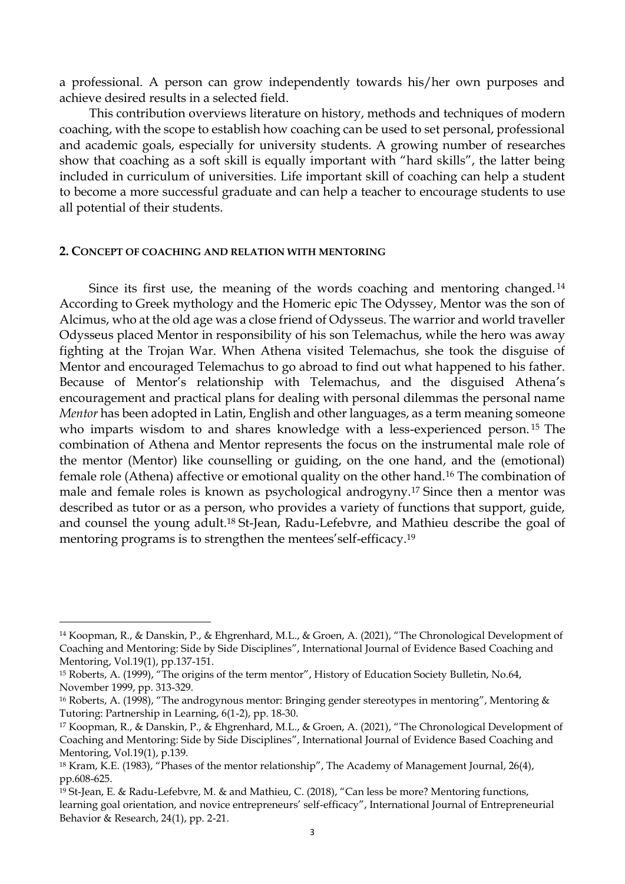a professional. A person can grow independently towards his/her own purposes and achieve desired results in a selected field.

This contribution overviews literature on history, methods and techniques of modern coaching, with the scope to establish how coaching can be used to set personal, professional and academic goals, especially for university students. A growing number of researches show that coaching as a soft skill is equally important with "hard skills", the latter being included in curriculum of universities. Life important skill of coaching can help a student to become a more successful graduate and can help a teacher to encourage students to use all potential of their students.

## 2. CONCEPT OF COACHING AND RELATION WITH MENTORING

Since its first use, the meaning of the words coaching and mentoring changed.[14] According to Greek mythology and the Homeric epic The Odyssey, Mentor was the son of Alcimus, who at the old age was a close friend of Odysseus. The warrior and world traveller Odysseus placed Mentor in responsibility of his son Telemachus, while the hero was away fighting at the Trojan War. When Athena visited Telemachus, she took the disguise of Mentor and encouraged Telemachus to go abroad to find out what happened to his father. Because of Mentor's relationship with Telemachus, and the disguised Athena's encouragement and practical plans for dealing with personal dilemmas the personal name *Mentor* has been adopted in Latin, English and other languages, as a term meaning someone who imparts wisdom to and shares knowledge with a less-experienced person.[15] The combination of Athena and Mentor represents the focus on the instrumental male role of the mentor (Mentor) like counselling or guiding, on the one hand, and the (emotional) female role (Athena) affective or emotional quality on the other hand.[16] The combination of male and female roles is known as psychological androgyny.[17] Since then a mentor was described as tutor or as a person, who provides a variety of functions that support, guide, and counsel the young adult.[18] St-Jean, Radu-Lefebvre, and Mathieu describe the goal of mentoring programs is to strengthen the mentees'self-efficacy.[19]

---

[14] Koopman, R., & Danskin, P., & Ehgrenhard, M.L., & Groen, A. (2021), "The Chronological Development of Coaching and Mentoring: Side by Side Disciplines", International Journal of Evidence Based Coaching and Mentoring, Vol.19(1), pp.137-151.

[15] Roberts, A. (1999), "The origins of the term mentor", History of Education Society Bulletin, No.64, November 1999, pp. 313-329.

[16] Roberts, A. (1998), "The androgynous mentor: Bringing gender stereotypes in mentoring", Mentoring & Tutoring: Partnership in Learning, 6(1-2), pp. 18-30.

[17] Koopman, R., & Danskin, P., & Ehgrenhard, M.L., & Groen, A. (2021), "The Chronological Development of Coaching and Mentoring: Side by Side Disciplines", International Journal of Evidence Based Coaching and Mentoring, Vol.19(1), p.139.

[18] Kram, K.E. (1983), "Phases of the mentor relationship", The Academy of Management Journal, 26(4), pp.608-625.

[19] St-Jean, E. & Radu-Lefebvre, M. & and Mathieu, C. (2018), "Can less be more? Mentoring functions, learning goal orientation, and novice entrepreneurs' self-efficacy", International Journal of Entrepreneurial Behavior & Research, 24(1), pp. 2-21.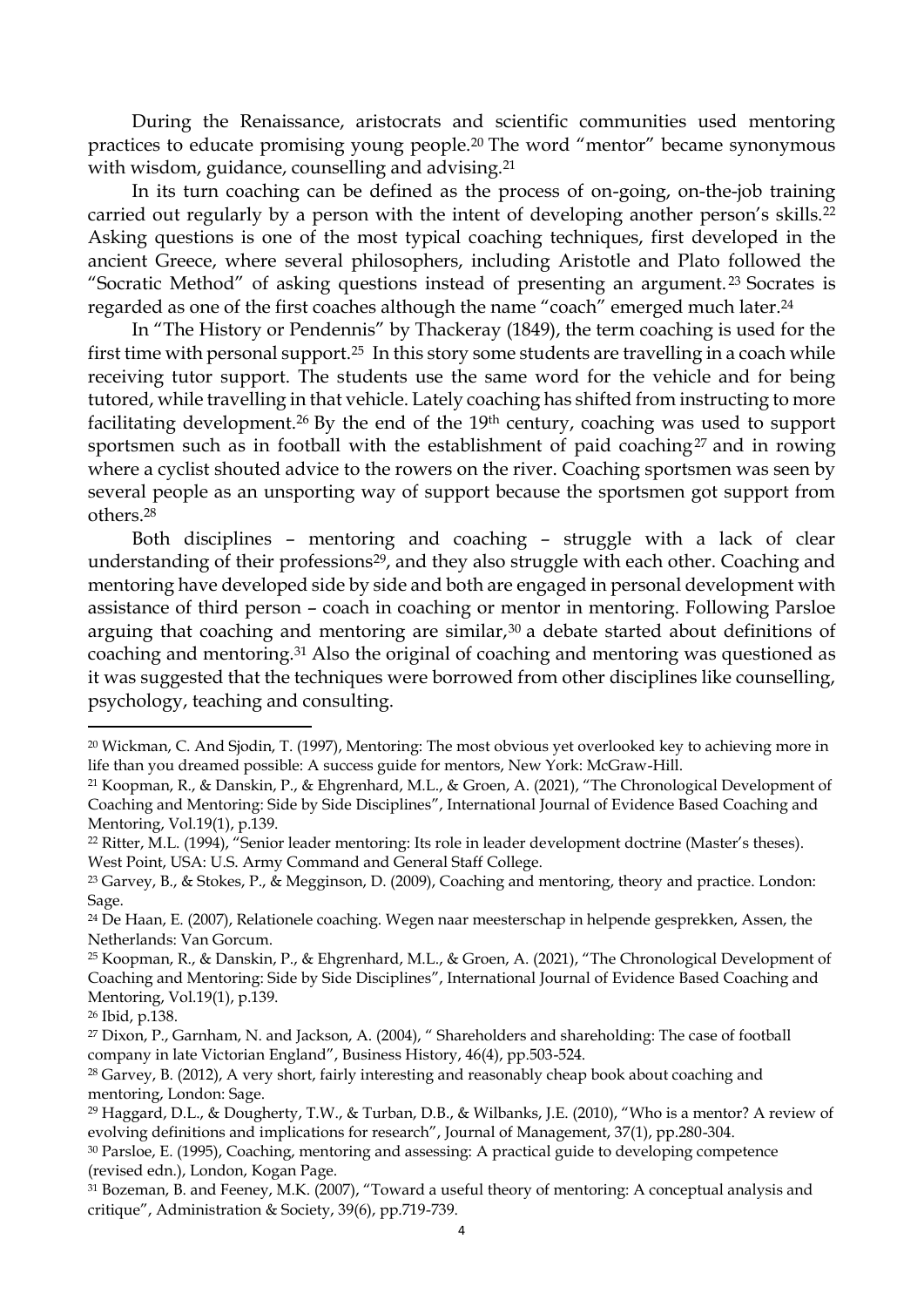During the Renaissance, aristocrats and scientific communities used mentoring practices to educate promising young people.[20] The word "mentor" became synonymous with wisdom, guidance, counselling and advising.[21]

In its turn coaching can be defined as the process of on-going, on-the-job training carried out regularly by a person with the intent of developing another person's skills.[22] Asking questions is one of the most typical coaching techniques, first developed in the ancient Greece, where several philosophers, including Aristotle and Plato followed the "Socratic Method" of asking questions instead of presenting an argument.[23] Socrates is regarded as one of the first coaches although the name "coach" emerged much later.[24]

In "The History or Pendennis" by Thackeray (1849), the term coaching is used for the first time with personal support.[25] In this story some students are travelling in a coach while receiving tutor support. The students use the same word for the vehicle and for being tutored, while travelling in that vehicle. Lately coaching has shifted from instructing to more facilitating development.[26] By the end of the 19th century, coaching was used to support sportsmen such as in football with the establishment of paid coaching[27] and in rowing where a cyclist shouted advice to the rowers on the river. Coaching sportsmen was seen by several people as an unsporting way of support because the sportsmen got support from others.[28]

Both disciplines – mentoring and coaching – struggle with a lack of clear understanding of their professions[29], and they also struggle with each other. Coaching and mentoring have developed side by side and both are engaged in personal development with assistance of third person – coach in coaching or mentor in mentoring. Following Parsloe arguing that coaching and mentoring are similar,[30] a debate started about definitions of coaching and mentoring.[31] Also the original of coaching and mentoring was questioned as it was suggested that the techniques were borrowed from other disciplines like counselling, psychology, teaching and consulting.

---

[20] Wickman, C. And Sjodin, T. (1997), Mentoring: The most obvious yet overlooked key to achieving more in life than you dreamed possible: A success guide for mentors, New York: McGraw-Hill.

[21] Koopman, R., & Danskin, P., & Ehgrenhard, M.L., & Groen, A. (2021), "The Chronological Development of Coaching and Mentoring: Side by Side Disciplines", International Journal of Evidence Based Coaching and Mentoring, Vol.19(1), p.139.

[22] Ritter, M.L. (1994), "Senior leader mentoring: Its role in leader development doctrine (Master's theses). West Point, USA: U.S. Army Command and General Staff College.

[23] Garvey, B., & Stokes, P., & Megginson, D. (2009), Coaching and mentoring, theory and practice. London: Sage.

[24] De Haan, E. (2007), Relationele coaching. Wegen naar meesterschap in helpende gesprekken, Assen, the Netherlands: Van Gorcum.

[25] Koopman, R., & Danskin, P., & Ehgrenhard, M.L., & Groen, A. (2021), "The Chronological Development of Coaching and Mentoring: Side by Side Disciplines", International Journal of Evidence Based Coaching and Mentoring, Vol.19(1), p.139.

[26] Ibid, p.138.

[27] Dixon, P., Garnham, N. and Jackson, A. (2004), " Shareholders and shareholding: The case of football company in late Victorian England", Business History, 46(4), pp.503-524.

[28] Garvey, B. (2012), A very short, fairly interesting and reasonably cheap book about coaching and mentoring, London: Sage.

[29] Haggard, D.L., & Dougherty, T.W., & Turban, D.B., & Wilbanks, J.E. (2010), "Who is a mentor? A review of evolving definitions and implications for research", Journal of Management, 37(1), pp.280-304.

[30] Parsloe, E. (1995), Coaching, mentoring and assessing: A practical guide to developing competence (revised edn.), London, Kogan Page.

[31] Bozeman, B. and Feeney, M.K. (2007), "Toward a useful theory of mentoring: A conceptual analysis and critique", Administration & Society, 39(6), pp.719-739.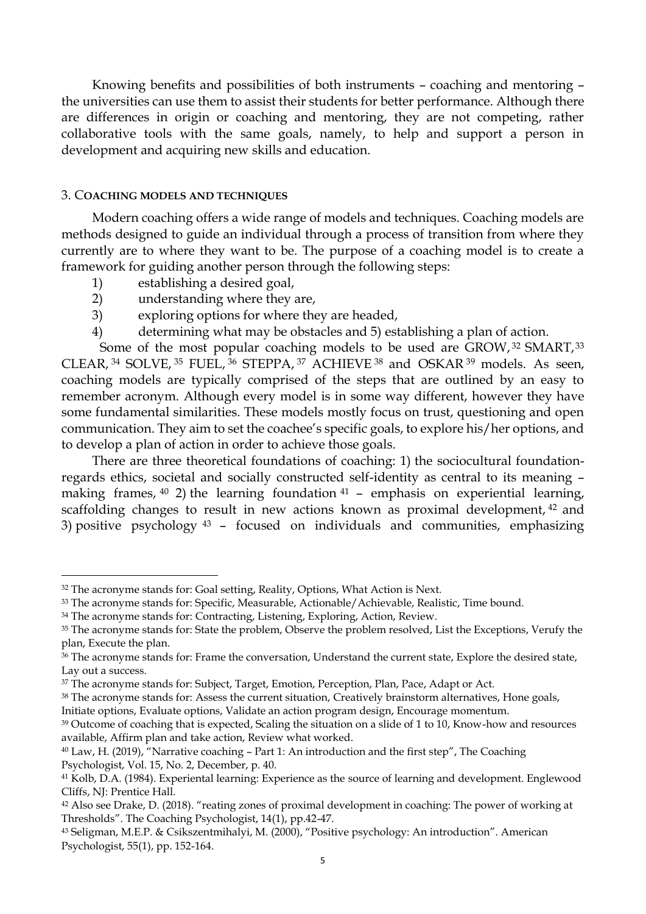Knowing benefits and possibilities of both instruments – coaching and mentoring – the universities can use them to assist their students for better performance. Although there are differences in origin or coaching and mentoring, they are not competing, rather collaborative tools with the same goals, namely, to help and support a person in development and acquiring new skills and education.

## 3. COACHING MODELS AND TECHNIQUES

Modern coaching offers a wide range of models and techniques. Coaching models are methods designed to guide an individual through a process of transition from where they currently are to where they want to be. The purpose of a coaching model is to create a framework for guiding another person through the following steps:

1) establishing a desired goal,
2) understanding where they are,
3) exploring options for where they are headed,
4) determining what may be obstacles and 5) establishing a plan of action.

Some of the most popular coaching models to be used are GROW,[32] SMART,[33] CLEAR,[34] SOLVE,[35] FUEL,[36] STEPPA,[37] ACHIEVE[38] and OSKAR[39] models. As seen, coaching models are typically comprised of the steps that are outlined by an easy to remember acronym. Although every model is in some way different, however they have some fundamental similarities. These models mostly focus on trust, questioning and open communication. They aim to set the coachee's specific goals, to explore his/her options, and to develop a plan of action in order to achieve those goals.

There are three theoretical foundations of coaching: 1) the sociocultural foundation-regards ethics, societal and socially constructed self-identity as central to its meaning – making frames,[40] 2) the learning foundation[41] – emphasis on experiential learning, scaffolding changes to result in new actions known as proximal development,[42] and 3) positive psychology[43] – focused on individuals and communities, emphasizing

---

[32] The acronyme stands for: Goal setting, Reality, Options, What Action is Next.

[33] The acronyme stands for: Specific, Measurable, Actionable/Achievable, Realistic, Time bound.

[34] The acronyme stands for: Contracting, Listening, Exploring, Action, Review.

[35] The acronyme stands for: State the problem, Observe the problem resolved, List the Exceptions, Verufy the plan, Execute the plan.

[36] The acronyme stands for: Frame the conversation, Understand the current state, Explore the desired state, Lay out a success.

[37] The acronyme stands for: Subject, Target, Emotion, Perception, Plan, Pace, Adapt or Act.

[38] The acronyme stands for: Assess the current situation, Creatively brainstorm alternatives, Hone goals, Initiate options, Evaluate options, Validate an action program design, Encourage momentum.

[39] Outcome of coaching that is expected, Scaling the situation on a slide of 1 to 10, Know-how and resources available, Affirm plan and take action, Review what worked.

[40] Law, H. (2019), "Narrative coaching – Part 1: An introduction and the first step", The Coaching Psychologist, Vol. 15, No. 2, December, p. 40.

[41] Kolb, D.A. (1984). Experiental learning: Experience as the source of learning and development. Englewood Cliffs, NJ: Prentice Hall.

[42] Also see Drake, D. (2018). "reating zones of proximal development in coaching: The power of working at Thresholds". The Coaching Psychologist, 14(1), pp.42-47.

[43] Seligman, M.E.P. & Csikszentmihalyi, M. (2000), "Positive psychology: An introduction". American Psychologist, 55(1), pp. 152-164.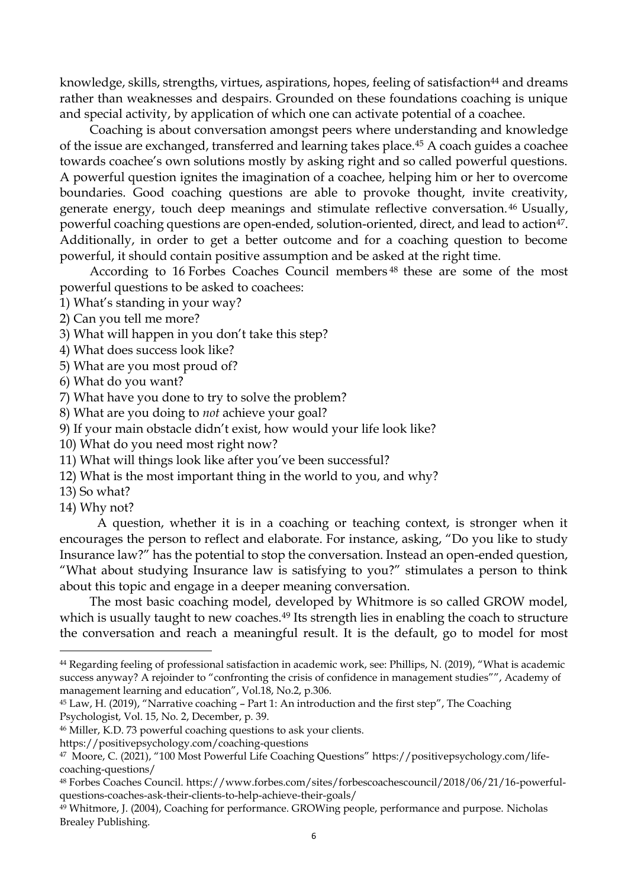knowledge, skills, strengths, virtues, aspirations, hopes, feeling of satisfaction[44] and dreams rather than weaknesses and despairs. Grounded on these foundations coaching is unique and special activity, by application of which one can activate potential of a coachee.

Coaching is about conversation amongst peers where understanding and knowledge of the issue are exchanged, transferred and learning takes place.[45] A coach guides a coachee towards coachee's own solutions mostly by asking right and so called powerful questions. A powerful question ignites the imagination of a coachee, helping him or her to overcome boundaries. Good coaching questions are able to provoke thought, invite creativity, generate energy, touch deep meanings and stimulate reflective conversation.[46] Usually, powerful coaching questions are open-ended, solution-oriented, direct, and lead to action[47]. Additionally, in order to get a better outcome and for a coaching question to become powerful, it should contain positive assumption and be asked at the right time.

According to 16 Forbes Coaches Council members[48] these are some of the most powerful questions to be asked to coachees:

1) What's standing in your way?
2) Can you tell me more?
3) What will happen in you don't take this step?
4) What does success look like?
5) What are you most proud of?
6) What do you want?
7) What have you done to try to solve the problem?
8) What are you doing to *not* achieve your goal?
9) If your main obstacle didn't exist, how would your life look like?
10) What do you need most right now?
11) What will things look like after you've been successful?
12) What is the most important thing in the world to you, and why?
13) So what?
14) Why not?

A question, whether it is in a coaching or teaching context, is stronger when it encourages the person to reflect and elaborate. For instance, asking, "Do you like to study Insurance law?" has the potential to stop the conversation. Instead an open-ended question, "What about studying Insurance law is satisfying to you?" stimulates a person to think about this topic and engage in a deeper meaning conversation.

The most basic coaching model, developed by Whitmore is so called GROW model, which is usually taught to new coaches.[49] Its strength lies in enabling the coach to structure the conversation and reach a meaningful result. It is the default, go to model for most

---

[44] Regarding feeling of professional satisfaction in academic work, see: Phillips, N. (2019), "What is academic success anyway? A rejoinder to "confronting the crisis of confidence in management studies"", Academy of management learning and education", Vol.18, No.2, p.306.

[45] Law, H. (2019), "Narrative coaching – Part 1: An introduction and the first step", The Coaching Psychologist, Vol. 15, No. 2, December, p. 39.

[46] Miller, K.D. 73 powerful coaching questions to ask your clients. https://positivepsychology.com/coaching-questions

[47] Moore, C. (2021), "100 Most Powerful Life Coaching Questions" https://positivepsychology.com/life-coaching-questions/

[48] Forbes Coaches Council. https://www.forbes.com/sites/forbescoachescouncil/2018/06/21/16-powerful-questions-coaches-ask-their-clients-to-help-achieve-their-goals/

[49] Whitmore, J. (2004), Coaching for performance. GROWing people, performance and purpose. Nicholas Brealey Publishing.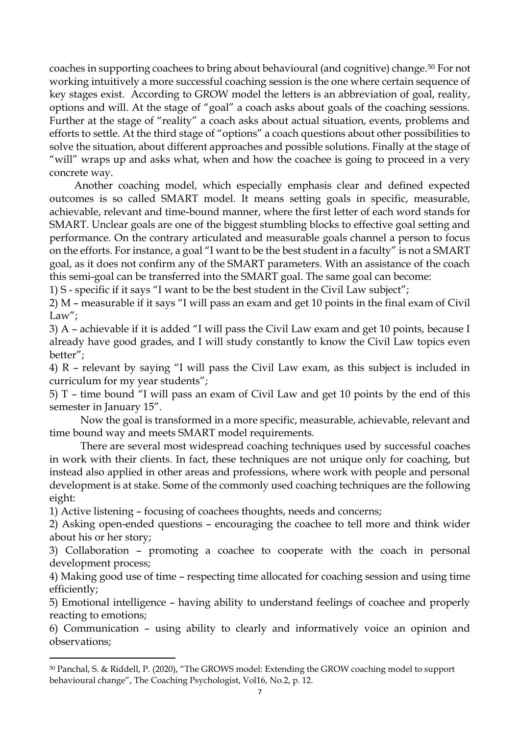coaches in supporting coachees to bring about behavioural (and cognitive) change.[50] For not working intuitively a more successful coaching session is the one where certain sequence of key stages exist. According to GROW model the letters is an abbreviation of goal, reality, options and will. At the stage of "goal" a coach asks about goals of the coaching sessions. Further at the stage of "reality" a coach asks about actual situation, events, problems and efforts to settle. At the third stage of "options" a coach questions about other possibilities to solve the situation, about different approaches and possible solutions. Finally at the stage of "will" wraps up and asks what, when and how the coachee is going to proceed in a very concrete way.

Another coaching model, which especially emphasis clear and defined expected outcomes is so called SMART model. It means setting goals in specific, measurable, achievable, relevant and time-bound manner, where the first letter of each word stands for SMART. Unclear goals are one of the biggest stumbling blocks to effective goal setting and performance. On the contrary articulated and measurable goals channel a person to focus on the efforts. For instance, a goal "I want to be the best student in a faculty" is not a SMART goal, as it does not confirm any of the SMART parameters. With an assistance of the coach this semi-goal can be transferred into the SMART goal. The same goal can become:

1) S - specific if it says "I want to be the best student in the Civil Law subject";

2) M – measurable if it says "I will pass an exam and get 10 points in the final exam of Civil Law";

3) A – achievable if it is added "I will pass the Civil Law exam and get 10 points, because I already have good grades, and I will study constantly to know the Civil Law topics even better";

4) R – relevant by saying "I will pass the Civil Law exam, as this subject is included in curriculum for my year students";

5) T – time bound "I will pass an exam of Civil Law and get 10 points by the end of this semester in January 15".

Now the goal is transformed in a more specific, measurable, achievable, relevant and time bound way and meets SMART model requirements.

There are several most widespread coaching techniques used by successful coaches in work with their clients. In fact, these techniques are not unique only for coaching, but instead also applied in other areas and professions, where work with people and personal development is at stake. Some of the commonly used coaching techniques are the following eight:

1) Active listening – focusing of coachees thoughts, needs and concerns;

2) Asking open-ended questions – encouraging the coachee to tell more and think wider about his or her story;

3) Collaboration – promoting a coachee to cooperate with the coach in personal development process;

4) Making good use of time – respecting time allocated for coaching session and using time efficiently;

5) Emotional intelligence – having ability to understand feelings of coachee and properly reacting to emotions;

6) Communication – using ability to clearly and informatively voice an opinion and observations;

---

[50] Panchal, S. & Riddell, P. (2020), "The GROWS model: Extending the GROW coaching model to support behavioural change", The Coaching Psychologist, Vol16, No.2, p. 12.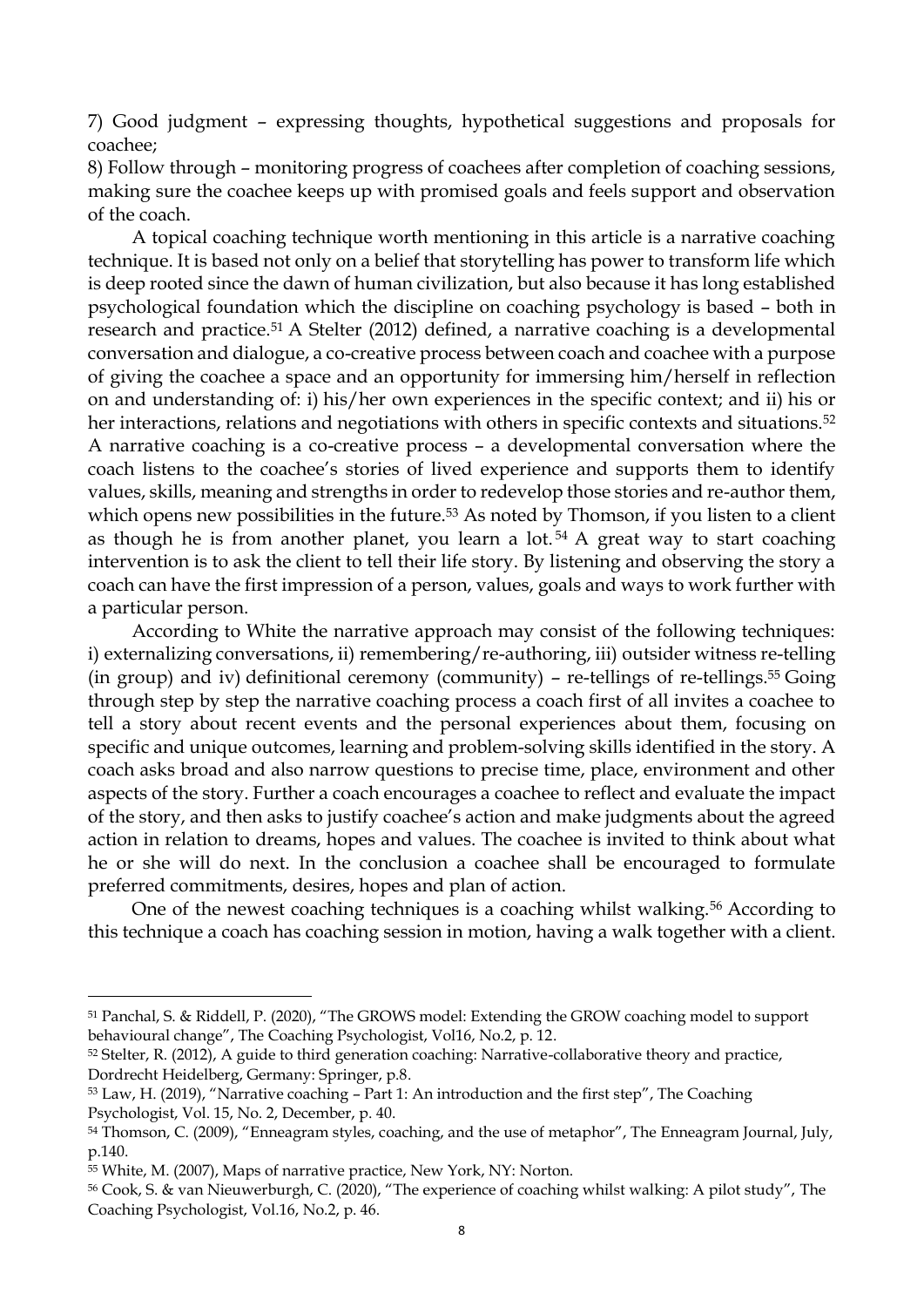7) Good judgment – expressing thoughts, hypothetical suggestions and proposals for coachee;

8) Follow through – monitoring progress of coachees after completion of coaching sessions, making sure the coachee keeps up with promised goals and feels support and observation of the coach.

A topical coaching technique worth mentioning in this article is a narrative coaching technique. It is based not only on a belief that storytelling has power to transform life which is deep rooted since the dawn of human civilization, but also because it has long established psychological foundation which the discipline on coaching psychology is based – both in research and practice.[51] A Stelter (2012) defined, a narrative coaching is a developmental conversation and dialogue, a co-creative process between coach and coachee with a purpose of giving the coachee a space and an opportunity for immersing him/herself in reflection on and understanding of: i) his/her own experiences in the specific context; and ii) his or her interactions, relations and negotiations with others in specific contexts and situations.[52] A narrative coaching is a co-creative process – a developmental conversation where the coach listens to the coachee's stories of lived experience and supports them to identify values, skills, meaning and strengths in order to redevelop those stories and re-author them, which opens new possibilities in the future.[53] As noted by Thomson, if you listen to a client as though he is from another planet, you learn a lot.[54] A great way to start coaching intervention is to ask the client to tell their life story. By listening and observing the story a coach can have the first impression of a person, values, goals and ways to work further with a particular person.

According to White the narrative approach may consist of the following techniques: i) externalizing conversations, ii) remembering/re-authoring, iii) outsider witness re-telling (in group) and iv) definitional ceremony (community) – re-tellings of re-tellings.[55] Going through step by step the narrative coaching process a coach first of all invites a coachee to tell a story about recent events and the personal experiences about them, focusing on specific and unique outcomes, learning and problem-solving skills identified in the story. A coach asks broad and also narrow questions to precise time, place, environment and other aspects of the story. Further a coach encourages a coachee to reflect and evaluate the impact of the story, and then asks to justify coachee's action and make judgments about the agreed action in relation to dreams, hopes and values. The coachee is invited to think about what he or she will do next. In the conclusion a coachee shall be encouraged to formulate preferred commitments, desires, hopes and plan of action.

One of the newest coaching techniques is a coaching whilst walking.[56] According to this technique a coach has coaching session in motion, having a walk together with a client.

---

[51] Panchal, S. & Riddell, P. (2020), "The GROWS model: Extending the GROW coaching model to support behavioural change", The Coaching Psychologist, Vol16, No.2, p. 12.

[52] Stelter, R. (2012), A guide to third generation coaching: Narrative-collaborative theory and practice, Dordrecht Heidelberg, Germany: Springer, p.8.

[53] Law, H. (2019), "Narrative coaching – Part 1: An introduction and the first step", The Coaching Psychologist, Vol. 15, No. 2, December, p. 40.

[54] Thomson, C. (2009), "Enneagram styles, coaching, and the use of metaphor", The Enneagram Journal, July, p.140.

[55] White, M. (2007), Maps of narrative practice, New York, NY: Norton.

[56] Cook, S. & van Nieuwerburgh, C. (2020), "The experience of coaching whilst walking: A pilot study", The Coaching Psychologist, Vol.16, No.2, p. 46.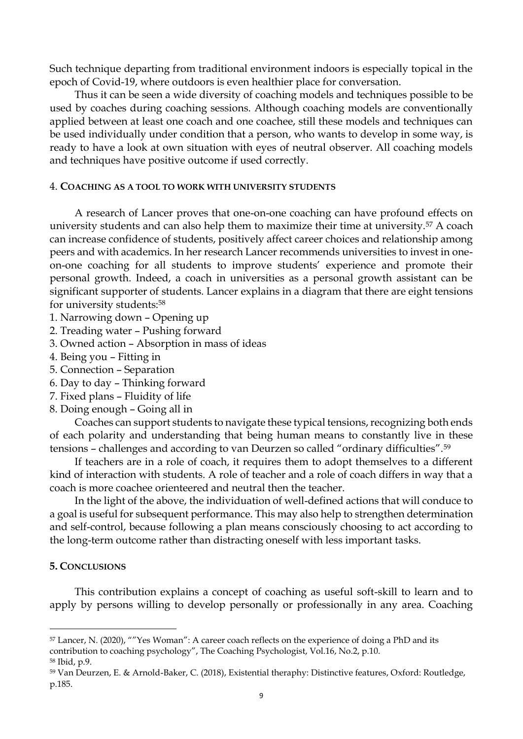Such technique departing from traditional environment indoors is especially topical in the epoch of Covid-19, where outdoors is even healthier place for conversation.

Thus it can be seen a wide diversity of coaching models and techniques possible to be used by coaches during coaching sessions. Although coaching models are conventionally applied between at least one coach and one coachee, still these models and techniques can be used individually under condition that a person, who wants to develop in some way, is ready to have a look at own situation with eyes of neutral observer. All coaching models and techniques have positive outcome if used correctly.

## 4. COACHING AS A TOOL TO WORK WITH UNIVERSITY STUDENTS

A research of Lancer proves that one-on-one coaching can have profound effects on university students and can also help them to maximize their time at university.[57] A coach can increase confidence of students, positively affect career choices and relationship among peers and with academics. In her research Lancer recommends universities to invest in one-on-one coaching for all students to improve students' experience and promote their personal growth. Indeed, a coach in universities as a personal growth assistant can be significant supporter of students. Lancer explains in a diagram that there are eight tensions for university students:[58]

1. Narrowing down – Opening up
2. Treading water – Pushing forward
3. Owned action – Absorption in mass of ideas
4. Being you – Fitting in
5. Connection – Separation
6. Day to day – Thinking forward
7. Fixed plans – Fluidity of life
8. Doing enough – Going all in

Coaches can support students to navigate these typical tensions, recognizing both ends of each polarity and understanding that being human means to constantly live in these tensions – challenges and according to van Deurzen so called "ordinary difficulties".[59]

If teachers are in a role of coach, it requires them to adopt themselves to a different kind of interaction with students. A role of teacher and a role of coach differs in way that a coach is more coachee orienteered and neutral then the teacher.

In the light of the above, the individuation of well-defined actions that will conduce to a goal is useful for subsequent performance. This may also help to strengthen determination and self-control, because following a plan means consciously choosing to act according to the long-term outcome rather than distracting oneself with less important tasks.

## 5. CONCLUSIONS

This contribution explains a concept of coaching as useful soft-skill to learn and to apply by persons willing to develop personally or professionally in any area. Coaching

---

[57] Lancer, N. (2020), ""Yes Woman": A career coach reflects on the experience of doing a PhD and its contribution to coaching psychology", The Coaching Psychologist, Vol.16, No.2, p.10.

[58] Ibid, p.9.

[59] Van Deurzen, E. & Arnold-Baker, C. (2018), Existential theraphy: Distinctive features, Oxford: Routledge, p.185.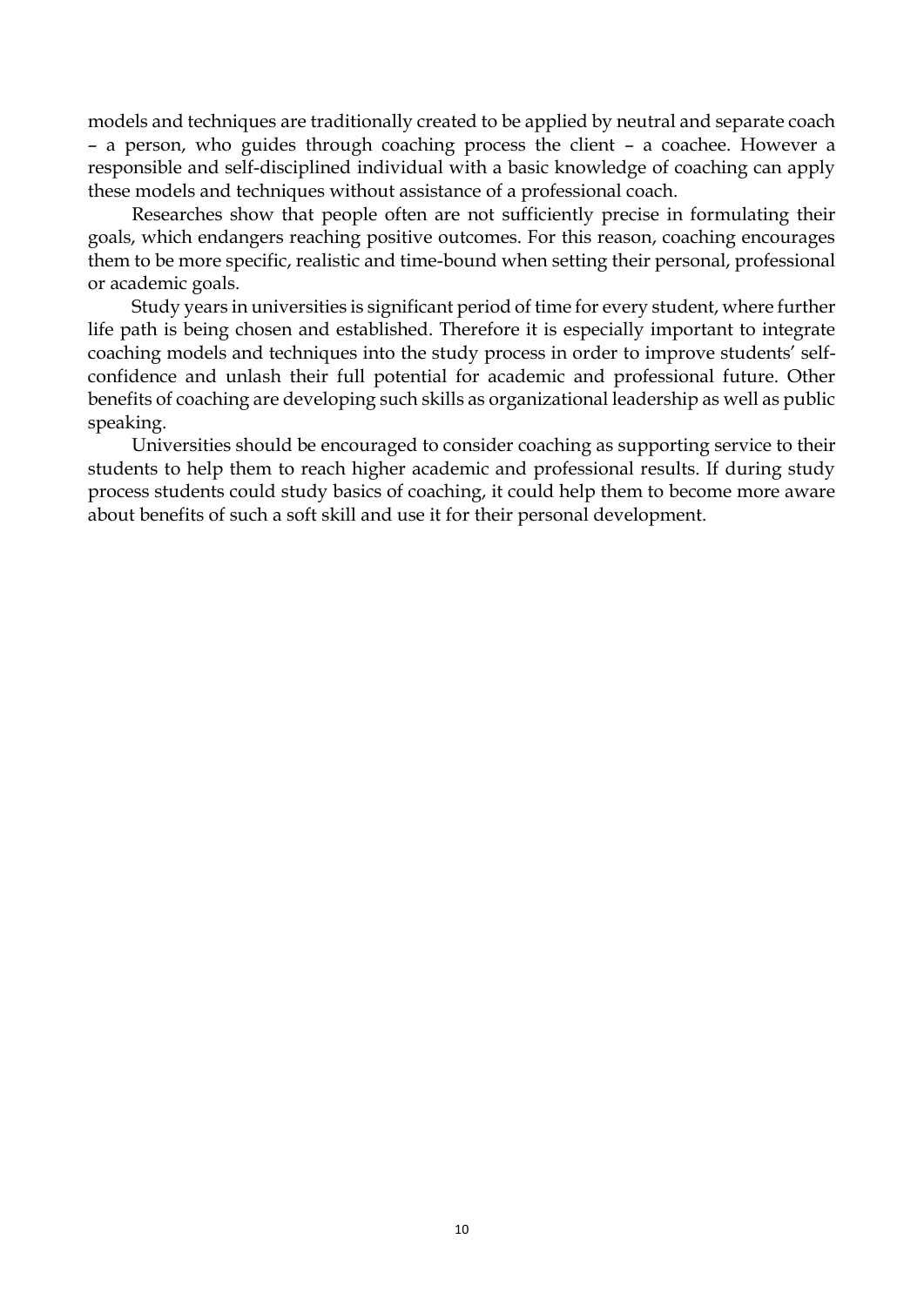models and techniques are traditionally created to be applied by neutral and separate coach – a person, who guides through coaching process the client – a coachee. However a responsible and self-disciplined individual with a basic knowledge of coaching can apply these models and techniques without assistance of a professional coach.

Researches show that people often are not sufficiently precise in formulating their goals, which endangers reaching positive outcomes. For this reason, coaching encourages them to be more specific, realistic and time-bound when setting their personal, professional or academic goals.

Study years in universities is significant period of time for every student, where further life path is being chosen and established. Therefore it is especially important to integrate coaching models and techniques into the study process in order to improve students' self-confidence and unlash their full potential for academic and professional future. Other benefits of coaching are developing such skills as organizational leadership as well as public speaking.

Universities should be encouraged to consider coaching as supporting service to their students to help them to reach higher academic and professional results. If during study process students could study basics of coaching, it could help them to become more aware about benefits of such a soft skill and use it for their personal development.